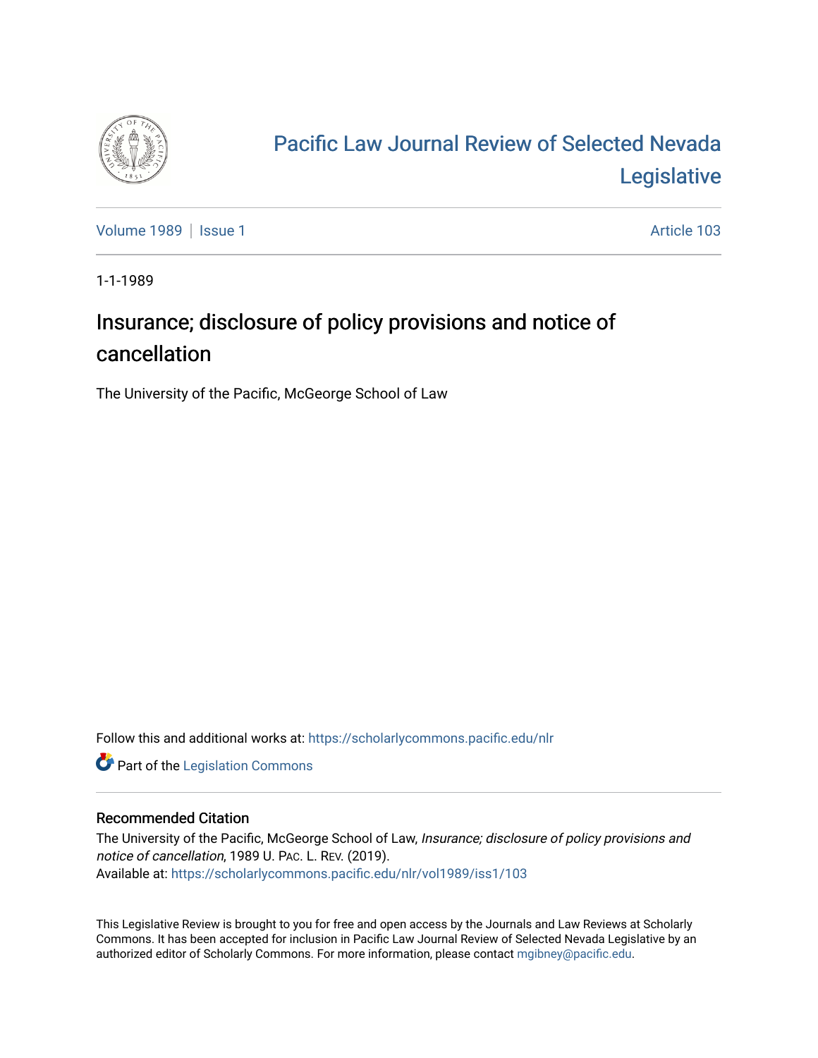# Pacific Law Journal Review of Selected Nevada Legislative

Volume 1989 | Issue 1

Article 103

1-1-1989

## Insurance; disclosure of policy provisions and notice of cancellation

The University of the Pacific, McGeorge School of Law

Follow this and additional works at: https://scholarlycommons.pacific.edu/nlr

Part of the Legislation Commons

### Recommended Citation

The University of the Pacific, McGeorge School of Law, *Insurance; disclosure of policy provisions and notice of cancellation*, 1989 U. PAC. L. REV. (2019).
Available at: https://scholarlycommons.pacific.edu/nlr/vol1989/iss1/103

This Legislative Review is brought to you for free and open access by the Journals and Law Reviews at Scholarly Commons. It has been accepted for inclusion in Pacific Law Journal Review of Selected Nevada Legislative by an authorized editor of Scholarly Commons. For more information, please contact mgibney@pacific.edu.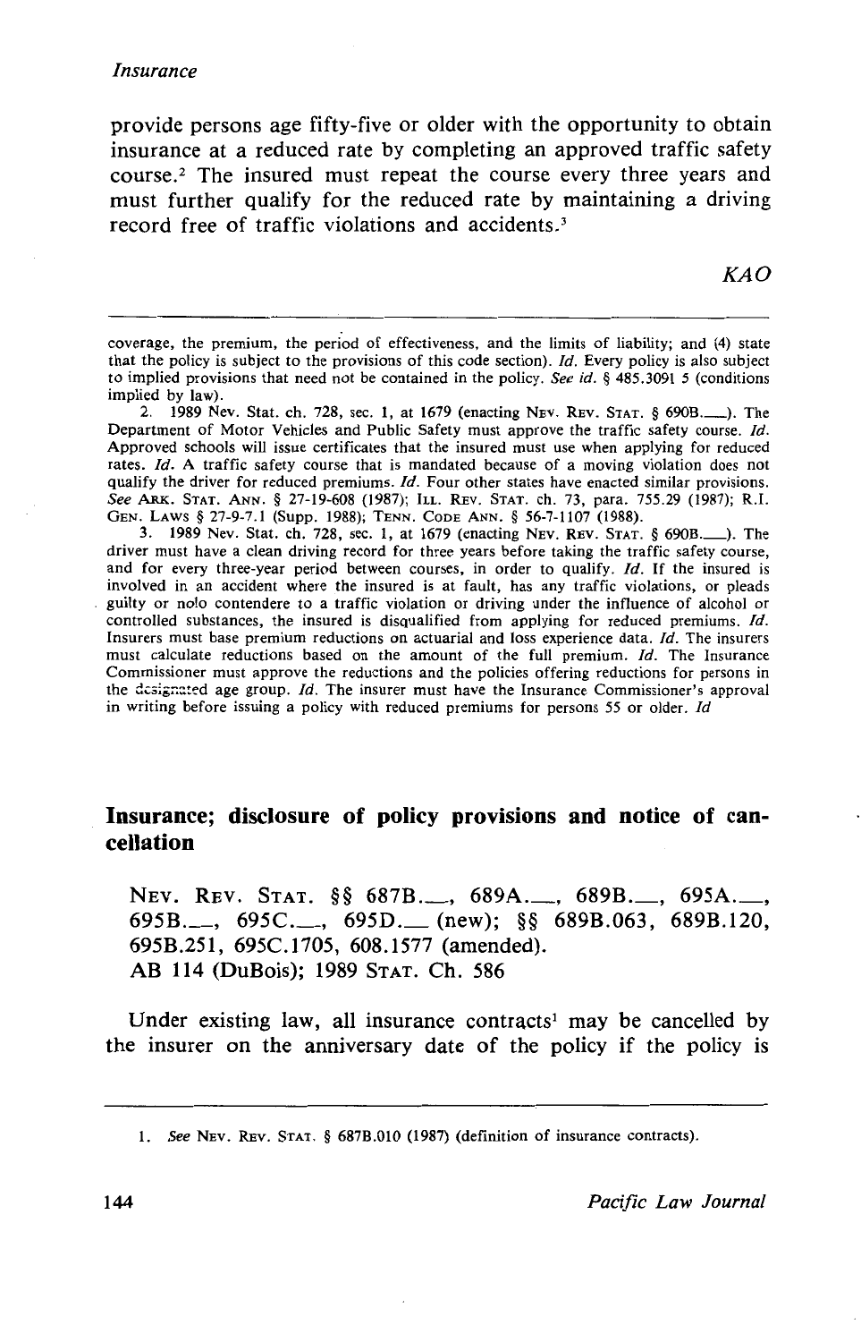provide persons age fifty-five or older with the opportunity to obtain insurance at a reduced rate by completing an approved traffic safety course.[2] The insured must repeat the course every three years and must further qualify for the reduced rate by maintaining a driving record free of traffic violations and accidents.[3]

*KAO*

---

coverage, the premium, the period of effectiveness, and the limits of liability; and (4) state that the policy is subject to the provisions of this code section). *Id.* Every policy is also subject to implied provisions that need not be contained in the policy. *See id.* § 485.3091 5 (conditions implied by law).

2. 1989 Nev. Stat. ch. 728, sec. 1, at 1679 (enacting NEV. REV. STAT. § 690B.___). The Department of Motor Vehicles and Public Safety must approve the traffic safety course. *Id.* Approved schools will issue certificates that the insured must use when applying for reduced rates. *Id.* A traffic safety course that is mandated because of a moving violation does not qualify the driver for reduced premiums. *Id.* Four other states have enacted similar provisions. *See* ARK. STAT. ANN. § 27-19-608 (1987); ILL. REV. STAT. ch. 73, para. 755.29 (1987); R.I. GEN. LAWS § 27-9-7.1 (Supp. 1988); TENN. CODE ANN. § 56-7-1107 (1988).

3. 1989 Nev. Stat. ch. 728, sec. 1, at 1679 (enacting NEV. REV. STAT. § 690B.___). The driver must have a clean driving record for three years before taking the traffic safety course, and for every three-year period between courses, in order to qualify. *Id.* If the insured is involved in an accident where the insured is at fault, has any traffic violations, or pleads guilty or nolo contendere to a traffic violation or driving under the influence of alcohol or controlled substances, the insured is disqualified from applying for reduced premiums. *Id.* Insurers must base premium reductions on actuarial and loss experience data. *Id.* The insurers must calculate reductions based on the amount of the full premium. *Id.* The Insurance Commissioner must approve the reductions and the policies offering reductions for persons in the designated age group. *Id.* The insurer must have the Insurance Commissioner's approval in writing before issuing a policy with reduced premiums for persons 55 or older. *Id*

## Insurance; disclosure of policy provisions and notice of cancellation

NEV. REV. STAT. §§ 687B.___, 689A.___, 689B.___, 695A.___, 695B.___, 695C.___, 695D.___ (new); §§ 689B.063, 689B.120, 695B.251, 695C.1705, 608.1577 (amended).
AB 114 (DuBois); 1989 STAT. Ch. 586

Under existing law, all insurance contracts[1] may be cancelled by the insurer on the anniversary date of the policy if the policy is

---

1. *See* NEV. REV. STAT. § 687B.010 (1987) (definition of insurance contracts).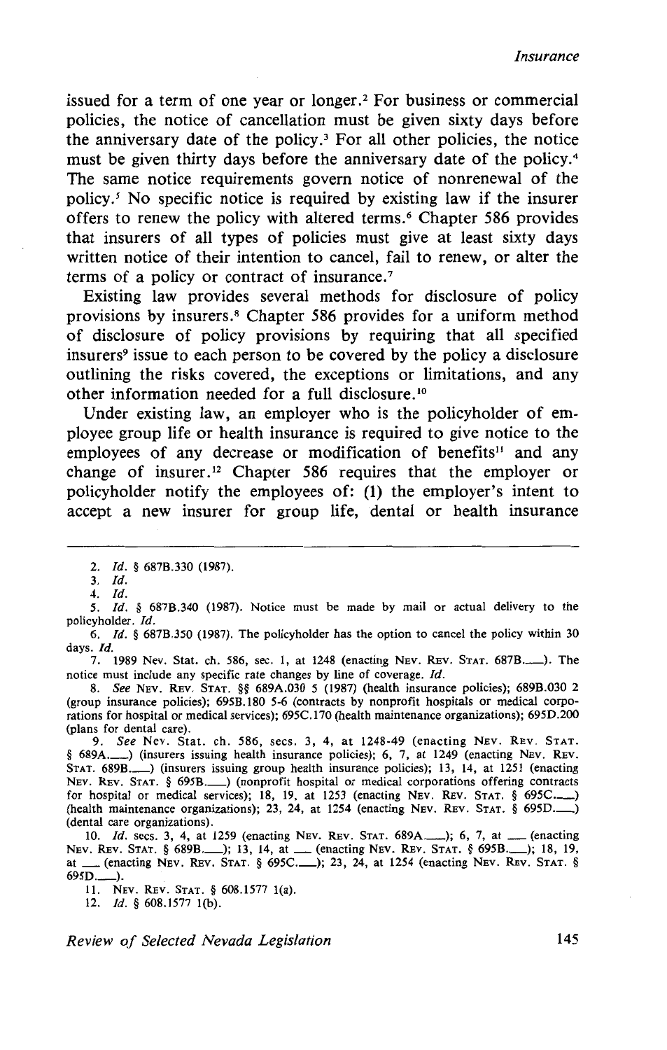issued for a term of one year or longer.[2] For business or commercial policies, the notice of cancellation must be given sixty days before the anniversary date of the policy.[3] For all other policies, the notice must be given thirty days before the anniversary date of the policy.[4] The same notice requirements govern notice of nonrenewal of the policy.[5] No specific notice is required by existing law if the insurer offers to renew the policy with altered terms.[6] Chapter 586 provides that insurers of all types of policies must give at least sixty days written notice of their intention to cancel, fail to renew, or alter the terms of a policy or contract of insurance.[7]

Existing law provides several methods for disclosure of policy provisions by insurers.[8] Chapter 586 provides for a uniform method of disclosure of policy provisions by requiring that all specified insurers[9] issue to each person to be covered by the policy a disclosure outlining the risks covered, the exceptions or limitations, and any other information needed for a full disclosure.[10]

Under existing law, an employer who is the policyholder of employee group life or health insurance is required to give notice to the employees of any decrease or modification of benefits[11] and any change of insurer.[12] Chapter 586 requires that the employer or policyholder notify the employees of: (1) the employer's intent to accept a new insurer for group life, dental or health insurance

---

2. *Id.* § 687B.330 (1987).

3. *Id.*

4. *Id.*

5. *Id.* § 687B.340 (1987). Notice must be made by mail or actual delivery to the policyholder. *Id.*

6. *Id.* § 687B.350 (1987). The policyholder has the option to cancel the policy within 30 days. *Id.*

7. 1989 Nev. Stat. ch. 586, sec. 1, at 1248 (enacting NEV. REV. STAT. 687B.___). The notice must include any specific rate changes by line of coverage. *Id.*

8. *See* NEV. REV. STAT. §§ 689A.030 5 (1987) (health insurance policies); 689B.030 2 (group insurance policies); 695B.180 5-6 (contracts by nonprofit hospitals or medical corporations for hospital or medical services); 695C.170 (health maintenance organizations); 695D.200 (plans for dental care).

9. *See* Nev. Stat. ch. 586, secs. 3, 4, at 1248-49 (enacting NEV. REV. STAT. § 689A.___) (insurers issuing health insurance policies); 6, 7, at 1249 (enacting NEV. REV. STAT. 689B.___) (insurers issuing group health insurance policies); 13, 14, at 1251 (enacting NEV. REV. STAT. § 695B.___) (nonprofit hospital or medical corporations offering contracts for hospital or medical services); 18, 19, at 1253 (enacting NEV. REV. STAT. § 695C.___) (health maintenance organizations); 23, 24, at 1254 (enacting NEV. REV. STAT. § 695D.___) (dental care organizations).

10. *Id.* secs. 3, 4, at 1259 (enacting NEV. REV. STAT. 689A.___); 6, 7, at ___ (enacting NEV. REV. STAT. § 689B.___); 13, 14, at ___ (enacting NEV. REV. STAT. § 695B.___); 18, 19, at ___ (enacting NEV. REV. STAT. § 695C.___); 23, 24, at 1254 (enacting NEV. REV. STAT. § 695D.___).

11. NEV. REV. STAT. § 608.1577 1(a).

12. *Id.* § 608.1577 1(b).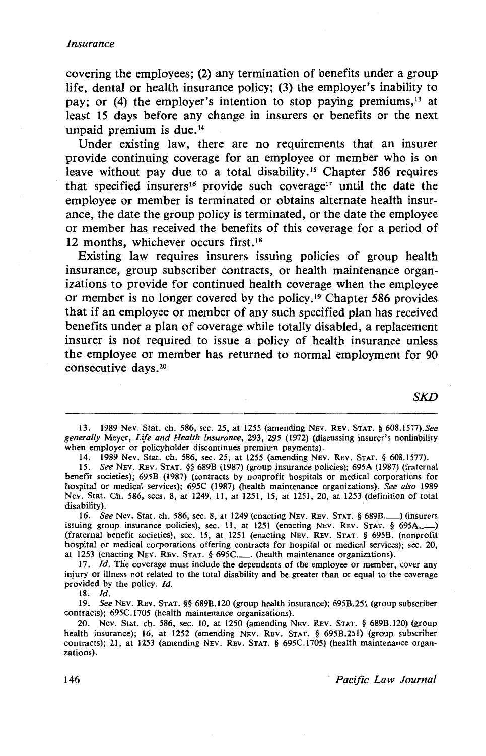covering the employees; (2) any termination of benefits under a group life, dental or health insurance policy; (3) the employer's inability to pay; or (4) the employer's intention to stop paying premiums,[13] at least 15 days before any change in insurers or benefits or the next unpaid premium is due.[14]

Under existing law, there are no requirements that an insurer provide continuing coverage for an employee or member who is on leave without pay due to a total disability.[15] Chapter 586 requires that specified insurers[16] provide such coverage[17] until the date the employee or member is terminated or obtains alternate health insurance, the date the group policy is terminated, or the date the employee or member has received the benefits of this coverage for a period of 12 months, whichever occurs first.[18]

Existing law requires insurers issuing policies of group health insurance, group subscriber contracts, or health maintenance organizations to provide for continued health coverage when the employee or member is no longer covered by the policy.[19] Chapter 586 provides that if an employee or member of any such specified plan has received benefits under a plan of coverage while totally disabled, a replacement insurer is not required to issue a policy of health insurance unless the employee or member has returned to normal employment for 90 consecutive days.[20]

*SKD*

---

13. 1989 Nev. Stat. ch. 586, sec. 25, at 1255 (amending NEV. REV. STAT. § 608.1577). *See generally* Meyer, *Life and Health Insurance*, 293, 295 (1972) (discussing insurer's nonliability when employer or policyholder discontinues premium payments).

14. 1989 Nev. Stat. ch. 586, sec. 25, at 1255 (amending NEV. REV. STAT. § 608.1577).

15. *See* NEV. REV. STAT. §§ 689B (1987) (group insurance policies); 695A (1987) (fraternal benefit societies); 695B (1987) (contracts by nonprofit hospitals or medical corporations for hospital or medical services); 695C (1987) (health maintenance organizations). *See also* 1989 Nev. Stat. Ch. 586, secs. 8, at 1249, 11, at 1251, 15, at 1251, 20, at 1253 (definition of total disability).

16. *See* Nev. Stat. ch. 586, sec. 8, at 1249 (enacting NEV. REV. STAT. § 689B.___) (insurers issuing group insurance policies), sec. 11, at 1251 (enacting NEV. REV. STAT. § 695A.___) (fraternal benefit societies), sec. 15, at 1251 (enacting NEV. REV. STAT. § 695B. (nonprofit hospital or medical corporations offering contracts for hospital or medical services); sec. 20, at 1253 (enacting NEV. REV. STAT. § 695C.___ (health maintenance organizations).

17. *Id.* The coverage must include the dependents of the employee or member, cover any injury or illness not related to the total disability and be greater than or equal to the coverage provided by the policy. *Id.*

18. *Id.*

19. *See* NEV. REV. STAT. §§ 689B.120 (group health insurance); 695B.251 (group subscriber contracts); 695C.1705 (health maintenance organizations).

20. Nev. Stat. ch. 586, sec. 10, at 1250 (amending NEV. REV. STAT. § 689B.120) (group health insurance); 16, at 1252 (amending NEV. REV. STAT. § 695B.251) (group subscriber contracts); 21, at 1253 (amending NEV. REV. STAT. § 695C.1705) (health maintenance organizations).